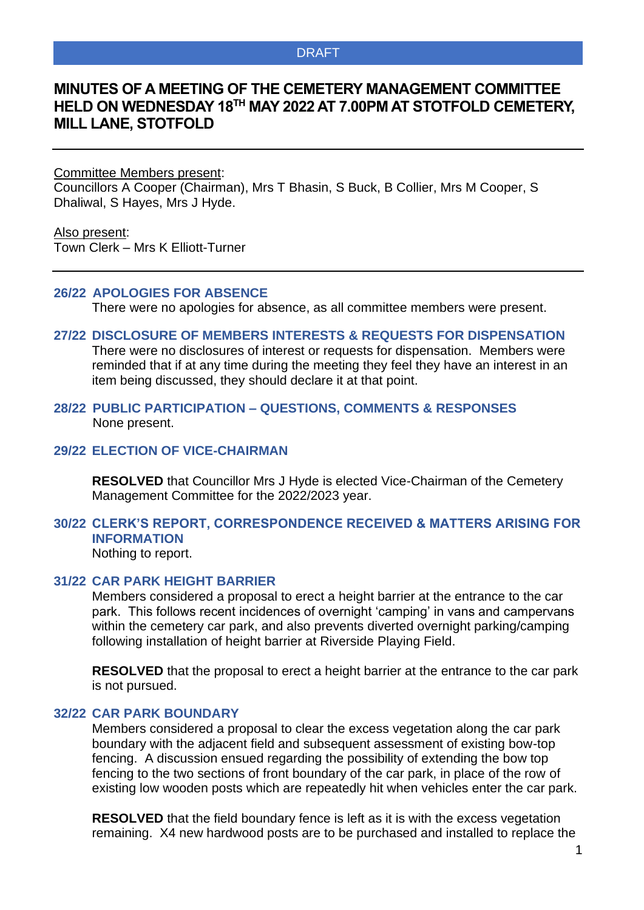DRAFT

# MINUTES OF A MEETING OF THE CEMETERY MANAGEMENT COMMITTEE HELD ON WEDNESDAY 18TH MAY 2022 AT 7.00PM AT STOTFOLD CEMETERY, MILL LANE, STOTFOLD

---

Committee Members present:
Councillors A Cooper (Chairman), Mrs T Bhasin, S Buck, B Collier, Mrs M Cooper, S Dhaliwal, S Hayes, Mrs J Hyde.

Also present:
Town Clerk – Mrs K Elliott-Turner

---

### 26/22 APOLOGIES FOR ABSENCE

There were no apologies for absence, as all committee members were present.

### 27/22 DISCLOSURE OF MEMBERS INTERESTS & REQUESTS FOR DISPENSATION

There were no disclosures of interest or requests for dispensation. Members were reminded that if at any time during the meeting they feel they have an interest in an item being discussed, they should declare it at that point.

### 28/22 PUBLIC PARTICIPATION – QUESTIONS, COMMENTS & RESPONSES

None present.

### 29/22 ELECTION OF VICE-CHAIRMAN

**RESOLVED** that Councillor Mrs J Hyde is elected Vice-Chairman of the Cemetery Management Committee for the 2022/2023 year.

### 30/22 CLERK'S REPORT, CORRESPONDENCE RECEIVED & MATTERS ARISING FOR INFORMATION

Nothing to report.

### 31/22 CAR PARK HEIGHT BARRIER

Members considered a proposal to erect a height barrier at the entrance to the car park. This follows recent incidences of overnight 'camping' in vans and campervans within the cemetery car park, and also prevents diverted overnight parking/camping following installation of height barrier at Riverside Playing Field.

**RESOLVED** that the proposal to erect a height barrier at the entrance to the car park is not pursued.

### 32/22 CAR PARK BOUNDARY

Members considered a proposal to clear the excess vegetation along the car park boundary with the adjacent field and subsequent assessment of existing bow-top fencing. A discussion ensued regarding the possibility of extending the bow top fencing to the two sections of front boundary of the car park, in place of the row of existing low wooden posts which are repeatedly hit when vehicles enter the car park.

**RESOLVED** that the field boundary fence is left as it is with the excess vegetation remaining. X4 new hardwood posts are to be purchased and installed to replace the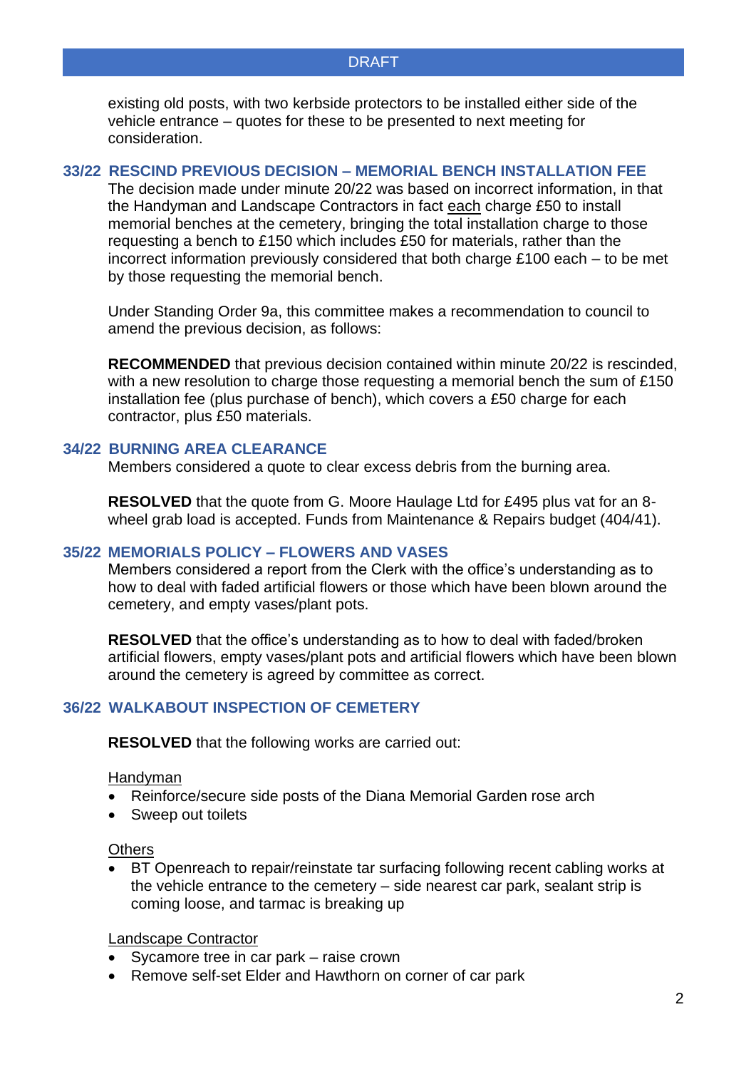existing old posts, with two kerbside protectors to be installed either side of the vehicle entrance – quotes for these to be presented to next meeting for consideration.

## 33/22 RESCIND PREVIOUS DECISION – MEMORIAL BENCH INSTALLATION FEE

The decision made under minute 20/22 was based on incorrect information, in that the Handyman and Landscape Contractors in fact each charge £50 to install memorial benches at the cemetery, bringing the total installation charge to those requesting a bench to £150 which includes £50 for materials, rather than the incorrect information previously considered that both charge £100 each – to be met by those requesting the memorial bench.

Under Standing Order 9a, this committee makes a recommendation to council to amend the previous decision, as follows:

**RECOMMENDED** that previous decision contained within minute 20/22 is rescinded, with a new resolution to charge those requesting a memorial bench the sum of £150 installation fee (plus purchase of bench), which covers a £50 charge for each contractor, plus £50 materials.

## 34/22 BURNING AREA CLEARANCE

Members considered a quote to clear excess debris from the burning area.

**RESOLVED** that the quote from G. Moore Haulage Ltd for £495 plus vat for an 8-wheel grab load is accepted. Funds from Maintenance & Repairs budget (404/41).

## 35/22 MEMORIALS POLICY – FLOWERS AND VASES

Members considered a report from the Clerk with the office's understanding as to how to deal with faded artificial flowers or those which have been blown around the cemetery, and empty vases/plant pots.

**RESOLVED** that the office's understanding as to how to deal with faded/broken artificial flowers, empty vases/plant pots and artificial flowers which have been blown around the cemetery is agreed by committee as correct.

## 36/22 WALKABOUT INSPECTION OF CEMETERY

**RESOLVED** that the following works are carried out:

Handyman

- Reinforce/secure side posts of the Diana Memorial Garden rose arch
- Sweep out toilets

Others

- BT Openreach to repair/reinstate tar surfacing following recent cabling works at the vehicle entrance to the cemetery – side nearest car park, sealant strip is coming loose, and tarmac is breaking up

Landscape Contractor

- Sycamore tree in car park – raise crown
- Remove self-set Elder and Hawthorn on corner of car park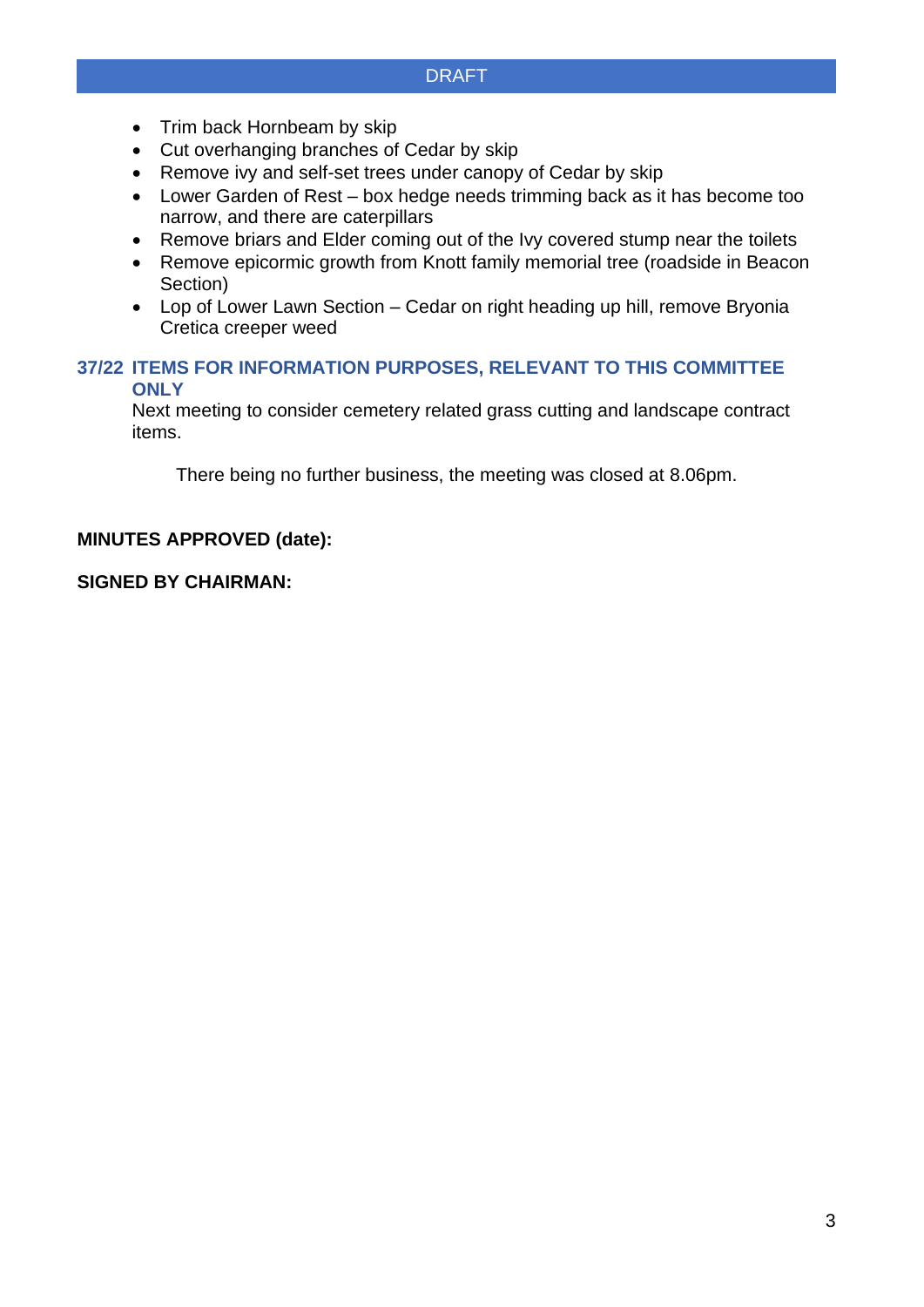DRAFT

- Trim back Hornbeam by skip
- Cut overhanging branches of Cedar by skip
- Remove ivy and self-set trees under canopy of Cedar by skip
- Lower Garden of Rest – box hedge needs trimming back as it has become too narrow, and there are caterpillars
- Remove briars and Elder coming out of the Ivy covered stump near the toilets
- Remove epicormic growth from Knott family memorial tree (roadside in Beacon Section)
- Lop of Lower Lawn Section – Cedar on right heading up hill, remove Bryonia Cretica creeper weed

### 37/22 ITEMS FOR INFORMATION PURPOSES, RELEVANT TO THIS COMMITTEE ONLY

Next meeting to consider cemetery related grass cutting and landscape contract items.

There being no further business, the meeting was closed at 8.06pm.

**MINUTES APPROVED (date):**

**SIGNED BY CHAIRMAN:**